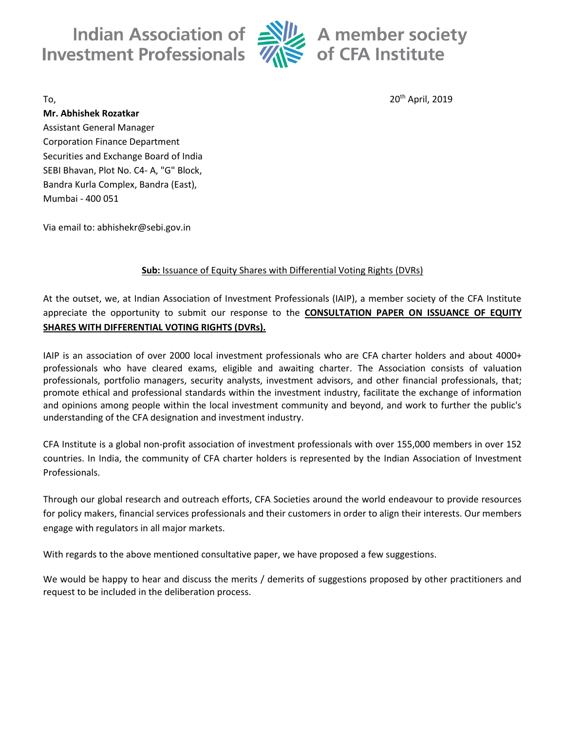Indian Association of Investment Professionals — A member society of CFA Institute

To,

**Mr. Abhishek Rozatkar**
Assistant General Manager
Corporation Finance Department
Securities and Exchange Board of India
SEBI Bhavan, Plot No. C4- A, "G" Block,
Bandra Kurla Complex, Bandra (East),
Mumbai - 400 051

20th April, 2019

Via email to: abhishekr@sebi.gov.in

**Sub:** Issuance of Equity Shares with Differential Voting Rights (DVRs)

At the outset, we, at Indian Association of Investment Professionals (IAIP), a member society of the CFA Institute appreciate the opportunity to submit our response to the **CONSULTATION PAPER ON ISSUANCE OF EQUITY SHARES WITH DIFFERENTIAL VOTING RIGHTS (DVRs).**

IAIP is an association of over 2000 local investment professionals who are CFA charter holders and about 4000+ professionals who have cleared exams, eligible and awaiting charter. The Association consists of valuation professionals, portfolio managers, security analysts, investment advisors, and other financial professionals, that; promote ethical and professional standards within the investment industry, facilitate the exchange of information and opinions among people within the local investment community and beyond, and work to further the public's understanding of the CFA designation and investment industry.

CFA Institute is a global non-profit association of investment professionals with over 155,000 members in over 152 countries. In India, the community of CFA charter holders is represented by the Indian Association of Investment Professionals.

Through our global research and outreach efforts, CFA Societies around the world endeavour to provide resources for policy makers, financial services professionals and their customers in order to align their interests. Our members engage with regulators in all major markets.

With regards to the above mentioned consultative paper, we have proposed a few suggestions.

We would be happy to hear and discuss the merits / demerits of suggestions proposed by other practitioners and request to be included in the deliberation process.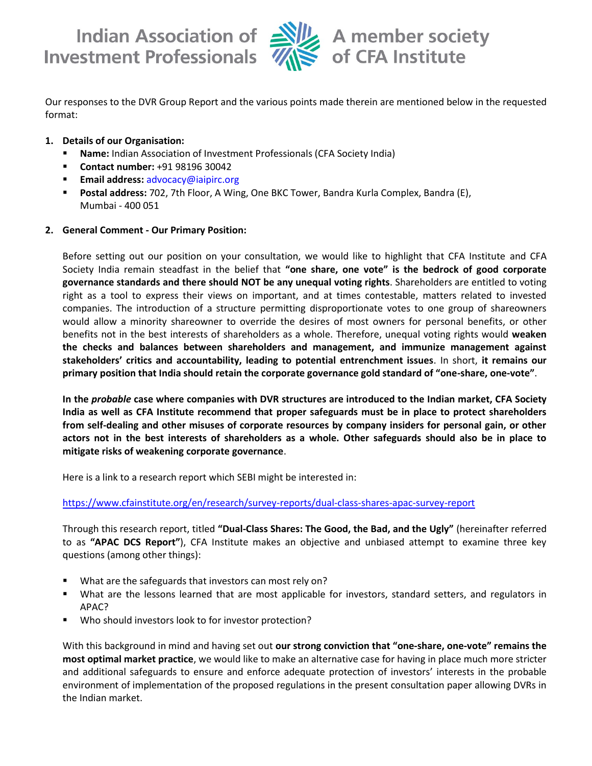Indian Association of Investment Professionals — A member society of CFA Institute

Our responses to the DVR Group Report and the various points made therein are mentioned below in the requested format:

1. **Details of our Organisation:**
   - **Name:** Indian Association of Investment Professionals (CFA Society India)
   - **Contact number:** +91 98196 30042
   - **Email address:** advocacy@iaipirc.org
   - **Postal address:** 702, 7th Floor, A Wing, One BKC Tower, Bandra Kurla Complex, Bandra (E), Mumbai - 400 051

2. **General Comment - Our Primary Position:**

   Before setting out our position on your consultation, we would like to highlight that CFA Institute and CFA Society India remain steadfast in the belief that **"one share, one vote" is the bedrock of good corporate governance standards and there should NOT be any unequal voting rights**. Shareholders are entitled to voting right as a tool to express their views on important, and at times contestable, matters related to invested companies. The introduction of a structure permitting disproportionate votes to one group of shareowners would allow a minority shareowner to override the desires of most owners for personal benefits, or other benefits not in the best interests of shareholders as a whole. Therefore, unequal voting rights would **weaken the checks and balances between shareholders and management, and immunize management against stakeholders' critics and accountability, leading to potential entrenchment issues**. In short, **it remains our primary position that India should retain the corporate governance gold standard of "one-share, one-vote"**.

   **In the *probable* case where companies with DVR structures are introduced to the Indian market, CFA Society India as well as CFA Institute recommend that proper safeguards must be in place to protect shareholders from self-dealing and other misuses of corporate resources by company insiders for personal gain, or other actors not in the best interests of shareholders as a whole. Other safeguards should also be in place to mitigate risks of weakening corporate governance**.

   Here is a link to a research report which SEBI might be interested in:

   https://www.cfainstitute.org/en/research/survey-reports/dual-class-shares-apac-survey-report

   Through this research report, titled **"Dual-Class Shares: The Good, the Bad, and the Ugly"** (hereinafter referred to as **"APAC DCS Report"**), CFA Institute makes an objective and unbiased attempt to examine three key questions (among other things):

   - What are the safeguards that investors can most rely on?
   - What are the lessons learned that are most applicable for investors, standard setters, and regulators in APAC?
   - Who should investors look to for investor protection?

   With this background in mind and having set out **our strong conviction that "one-share, one-vote" remains the most optimal market practice**, we would like to make an alternative case for having in place much more stricter and additional safeguards to ensure and enforce adequate protection of investors' interests in the probable environment of implementation of the proposed regulations in the present consultation paper allowing DVRs in the Indian market.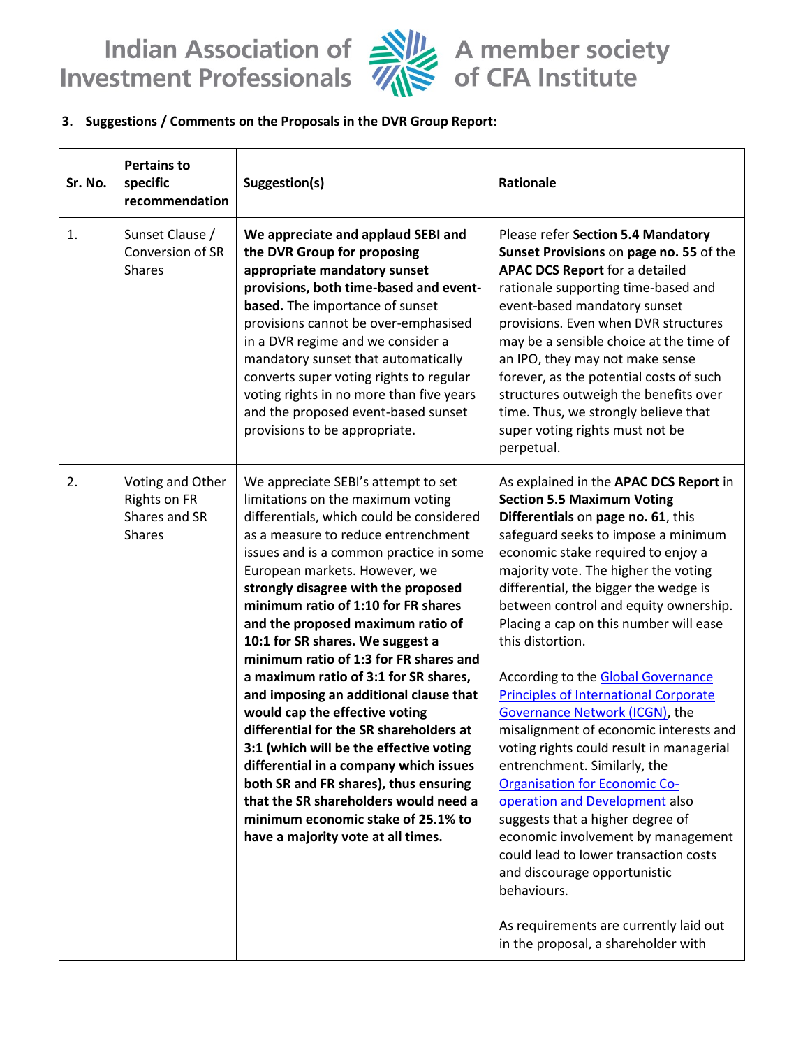### 3. Suggestions / Comments on the Proposals in the DVR Group Report:

| Sr. No. | Pertains to specific recommendation | Suggestion(s) | Rationale |
|---|---|---|---|
| 1. | Sunset Clause / Conversion of SR Shares | **We appreciate and applaud SEBI and the DVR Group for proposing appropriate mandatory sunset provisions, both time-based and event-based.** The importance of sunset provisions cannot be over-emphasised in a DVR regime and we consider a mandatory sunset that automatically converts super voting rights to regular voting rights in no more than five years and the proposed event-based sunset provisions to be appropriate. | Please refer **Section 5.4 Mandatory Sunset Provisions** on **page no. 55** of the **APAC DCS Report** for a detailed rationale supporting time-based and event-based mandatory sunset provisions. Even when DVR structures may be a sensible choice at the time of an IPO, they may not make sense forever, as the potential costs of such structures outweigh the benefits over time. Thus, we strongly believe that super voting rights must not be perpetual. |
| 2. | Voting and Other Rights on FR Shares and SR Shares | We appreciate SEBI's attempt to set limitations on the maximum voting differentials, which could be considered as a measure to reduce entrenchment issues and is a common practice in some European markets. However, we **strongly disagree with the proposed minimum ratio of 1:10 for FR shares and the proposed maximum ratio of 10:1 for SR shares. We suggest a minimum ratio of 1:3 for FR shares and a maximum ratio of 3:1 for SR shares, and imposing an additional clause that would cap the effective voting differential for the SR shareholders at 3:1 (which will be the effective voting differential in a company which issues both SR and FR shares), thus ensuring that the SR shareholders would need a minimum economic stake of 25.1% to have a majority vote at all times.** | As explained in the **APAC DCS Report** in **Section 5.5 Maximum Voting Differentials** on **page no. 61**, this safeguard seeks to impose a minimum economic stake required to enjoy a majority vote. The higher the voting differential, the bigger the wedge is between control and equity ownership. Placing a cap on this number will ease this distortion.<br><br>According to the Global Governance Principles of International Corporate Governance Network (ICGN), the misalignment of economic interests and voting rights could result in managerial entrenchment. Similarly, the Organisation for Economic Co-operation and Development also suggests that a higher degree of economic involvement by management could lead to lower transaction costs and discourage opportunistic behaviours.<br><br>As requirements are currently laid out in the proposal, a shareholder with |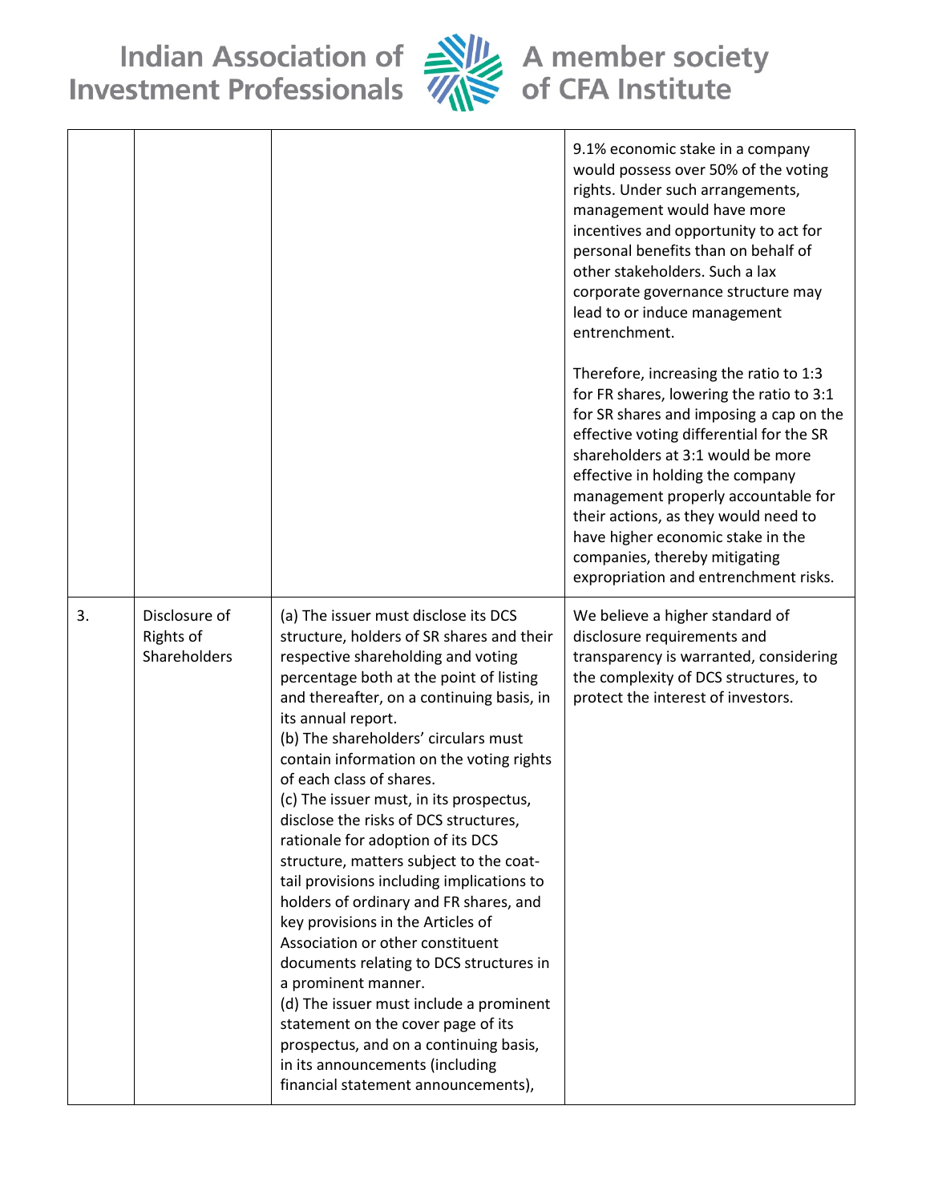| | | | |
|---|---|---|---|
| | | | 9.1% economic stake in a company would possess over 50% of the voting rights. Under such arrangements, management would have more incentives and opportunity to act for personal benefits than on behalf of other stakeholders. Such a lax corporate governance structure may lead to or induce management entrenchment.<br><br>Therefore, increasing the ratio to 1:3 for FR shares, lowering the ratio to 3:1 for SR shares and imposing a cap on the effective voting differential for the SR shareholders at 3:1 would be more effective in holding the company management properly accountable for their actions, as they would need to have higher economic stake in the companies, thereby mitigating expropriation and entrenchment risks. |
| 3. | Disclosure of Rights of Shareholders | (a) The issuer must disclose its DCS structure, holders of SR shares and their respective shareholding and voting percentage both at the point of listing and thereafter, on a continuing basis, in its annual report.<br>(b) The shareholders' circulars must contain information on the voting rights of each class of shares.<br>(c) The issuer must, in its prospectus, disclose the risks of DCS structures, rationale for adoption of its DCS structure, matters subject to the coat-tail provisions including implications to holders of ordinary and FR shares, and key provisions in the Articles of Association or other constituent documents relating to DCS structures in a prominent manner.<br>(d) The issuer must include a prominent statement on the cover page of its prospectus, and on a continuing basis, in its announcements (including financial statement announcements), | We believe a higher standard of disclosure requirements and transparency is warranted, considering the complexity of DCS structures, to protect the interest of investors. |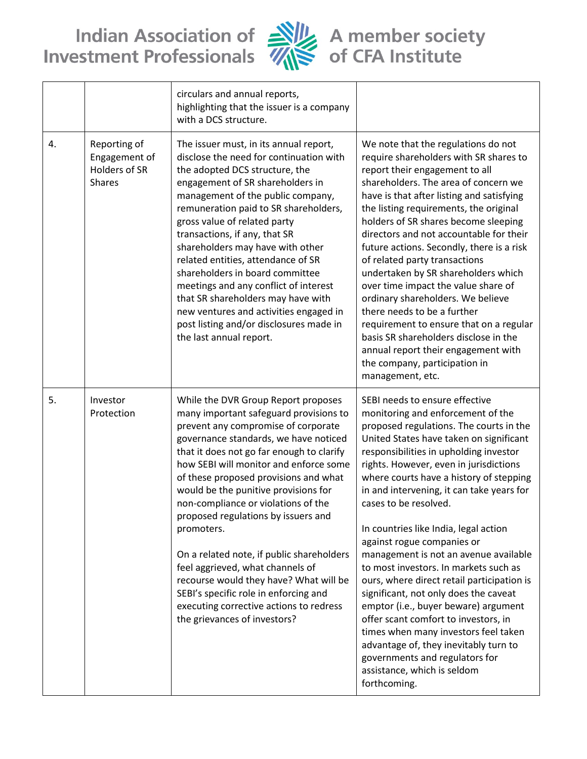| | | | |
|---|---|---|---|
| | | circulars and annual reports, highlighting that the issuer is a company with a DCS structure. | |
| 4. | Reporting of Engagement of Holders of SR Shares | The issuer must, in its annual report, disclose the need for continuation with the adopted DCS structure, the engagement of SR shareholders in management of the public company, remuneration paid to SR shareholders, gross value of related party transactions, if any, that SR shareholders may have with other related entities, attendance of SR shareholders in board committee meetings and any conflict of interest that SR shareholders may have with new ventures and activities engaged in post listing and/or disclosures made in the last annual report. | We note that the regulations do not require shareholders with SR shares to report their engagement to all shareholders. The area of concern we have is that after listing and satisfying the listing requirements, the original holders of SR shares become sleeping directors and not accountable for their future actions. Secondly, there is a risk of related party transactions undertaken by SR shareholders which over time impact the value share of ordinary shareholders. We believe there needs to be a further requirement to ensure that on a regular basis SR shareholders disclose in the annual report their engagement with the company, participation in management, etc. |
| 5. | Investor Protection | While the DVR Group Report proposes many important safeguard provisions to prevent any compromise of corporate governance standards, we have noticed that it does not go far enough to clarify how SEBI will monitor and enforce some of these proposed provisions and what would be the punitive provisions for non-compliance or violations of the proposed regulations by issuers and promoters.<br><br>On a related note, if public shareholders feel aggrieved, what channels of recourse would they have? What will be SEBI's specific role in enforcing and executing corrective actions to redress the grievances of investors? | SEBI needs to ensure effective monitoring and enforcement of the proposed regulations. The courts in the United States have taken on significant responsibilities in upholding investor rights. However, even in jurisdictions where courts have a history of stepping in and intervening, it can take years for cases to be resolved.<br><br>In countries like India, legal action against rogue companies or management is not an avenue available to most investors. In markets such as ours, where direct retail participation is significant, not only does the caveat emptor (i.e., buyer beware) argument offer scant comfort to investors, in times when many investors feel taken advantage of, they inevitably turn to governments and regulators for assistance, which is seldom forthcoming. |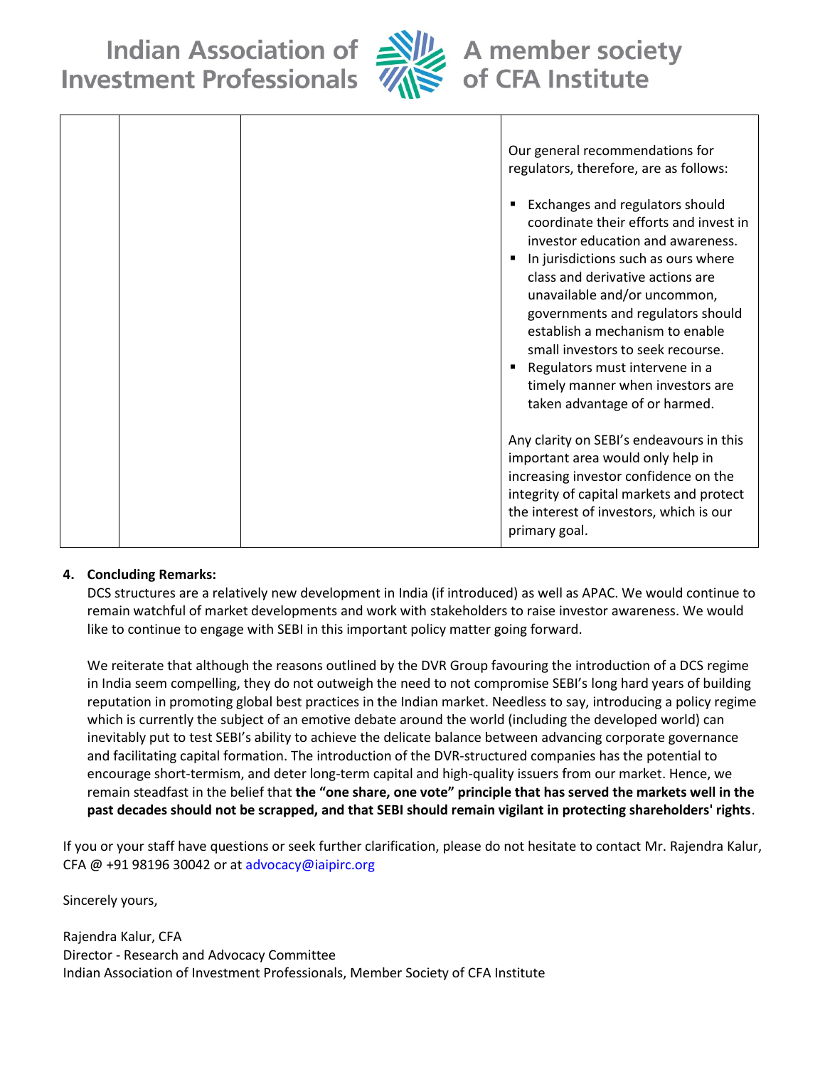| | | | |
|---|---|---|---|
| | | | Our general recommendations for regulators, therefore, are as follows:<br><br>▪ Exchanges and regulators should coordinate their efforts and invest in investor education and awareness.<br>▪ In jurisdictions such as ours where class and derivative actions are unavailable and/or uncommon, governments and regulators should establish a mechanism to enable small investors to seek recourse.<br>▪ Regulators must intervene in a timely manner when investors are taken advantage of or harmed.<br><br>Any clarity on SEBI's endeavours in this important area would only help in increasing investor confidence on the integrity of capital markets and protect the interest of investors, which is our primary goal. |

**4. Concluding Remarks:**

DCS structures are a relatively new development in India (if introduced) as well as APAC. We would continue to remain watchful of market developments and work with stakeholders to raise investor awareness. We would like to continue to engage with SEBI in this important policy matter going forward.

We reiterate that although the reasons outlined by the DVR Group favouring the introduction of a DCS regime in India seem compelling, they do not outweigh the need to not compromise SEBI's long hard years of building reputation in promoting global best practices in the Indian market. Needless to say, introducing a policy regime which is currently the subject of an emotive debate around the world (including the developed world) can inevitably put to test SEBI's ability to achieve the delicate balance between advancing corporate governance and facilitating capital formation. The introduction of the DVR-structured companies has the potential to encourage short-termism, and deter long-term capital and high-quality issuers from our market. Hence, we remain steadfast in the belief that **the "one share, one vote" principle that has served the markets well in the past decades should not be scrapped, and that SEBI should remain vigilant in protecting shareholders' rights**.

If you or your staff have questions or seek further clarification, please do not hesitate to contact Mr. Rajendra Kalur, CFA @ +91 98196 30042 or at advocacy@iaipirc.org

Sincerely yours,

Rajendra Kalur, CFA
Director - Research and Advocacy Committee
Indian Association of Investment Professionals, Member Society of CFA Institute